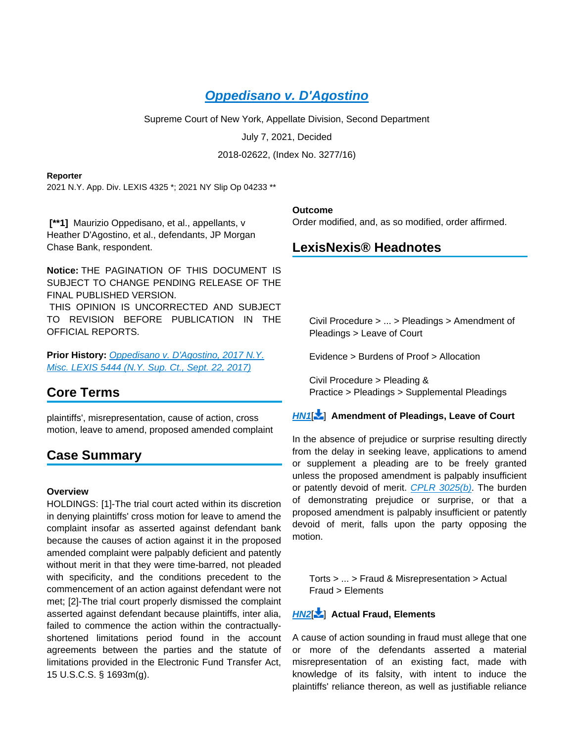# Oppedisano v. D'Agostino

Supreme Court of New York, Appellate Division, Second Department

July 7, 2021, Decided

2018-02622, (Index No. 3277/16)

**Reporter**

2021 N.Y. App. Div. LEXIS 4325 *; 2021 NY Slip Op 04233 **

**[**1]** Maurizio Oppedisano, et al., appellants, v Heather D'Agostino, et al., defendants, JP Morgan Chase Bank, respondent.

**Notice:** THE PAGINATION OF THIS DOCUMENT IS SUBJECT TO CHANGE PENDING RELEASE OF THE FINAL PUBLISHED VERSION.
THIS OPINION IS UNCORRECTED AND SUBJECT TO REVISION BEFORE PUBLICATION IN THE OFFICIAL REPORTS.

**Prior History:** Oppedisano v. D'Agostino, 2017 N.Y. Misc. LEXIS 5444 (N.Y. Sup. Ct., Sept. 22, 2017)

## Core Terms

plaintiffs', misrepresentation, cause of action, cross motion, leave to amend, proposed amended complaint

## Case Summary

**Overview**

HOLDINGS: [1]-The trial court acted within its discretion in denying plaintiffs' cross motion for leave to amend the complaint insofar as asserted against defendant bank because the causes of action against it in the proposed amended complaint were palpably deficient and patently without merit in that they were time-barred, not pleaded with specificity, and the conditions precedent to the commencement of an action against defendant were not met; [2]-The trial court properly dismissed the complaint asserted against defendant because plaintiffs, inter alia, failed to commence the action within the contractually-shortened limitations period found in the account agreements between the parties and the statute of limitations provided in the Electronic Fund Transfer Act, 15 U.S.C.S. § 1693m(g).

**Outcome**

Order modified, and, as so modified, order affirmed.

## LexisNexis® Headnotes

Civil Procedure > ... > Pleadings > Amendment of Pleadings > Leave of Court

Evidence > Burdens of Proof > Allocation

Civil Procedure > Pleading & Practice > Pleadings > Supplemental Pleadings

**HN1 Amendment of Pleadings, Leave of Court**

In the absence of prejudice or surprise resulting directly from the delay in seeking leave, applications to amend or supplement a pleading are to be freely granted unless the proposed amendment is palpably insufficient or patently devoid of merit. CPLR 3025(b). The burden of demonstrating prejudice or surprise, or that a proposed amendment is palpably insufficient or patently devoid of merit, falls upon the party opposing the motion.

Torts > ... > Fraud & Misrepresentation > Actual Fraud > Elements

**HN2 Actual Fraud, Elements**

A cause of action sounding in fraud must allege that one or more of the defendants asserted a material misrepresentation of an existing fact, made with knowledge of its falsity, with intent to induce the plaintiffs' reliance thereon, as well as justifiable reliance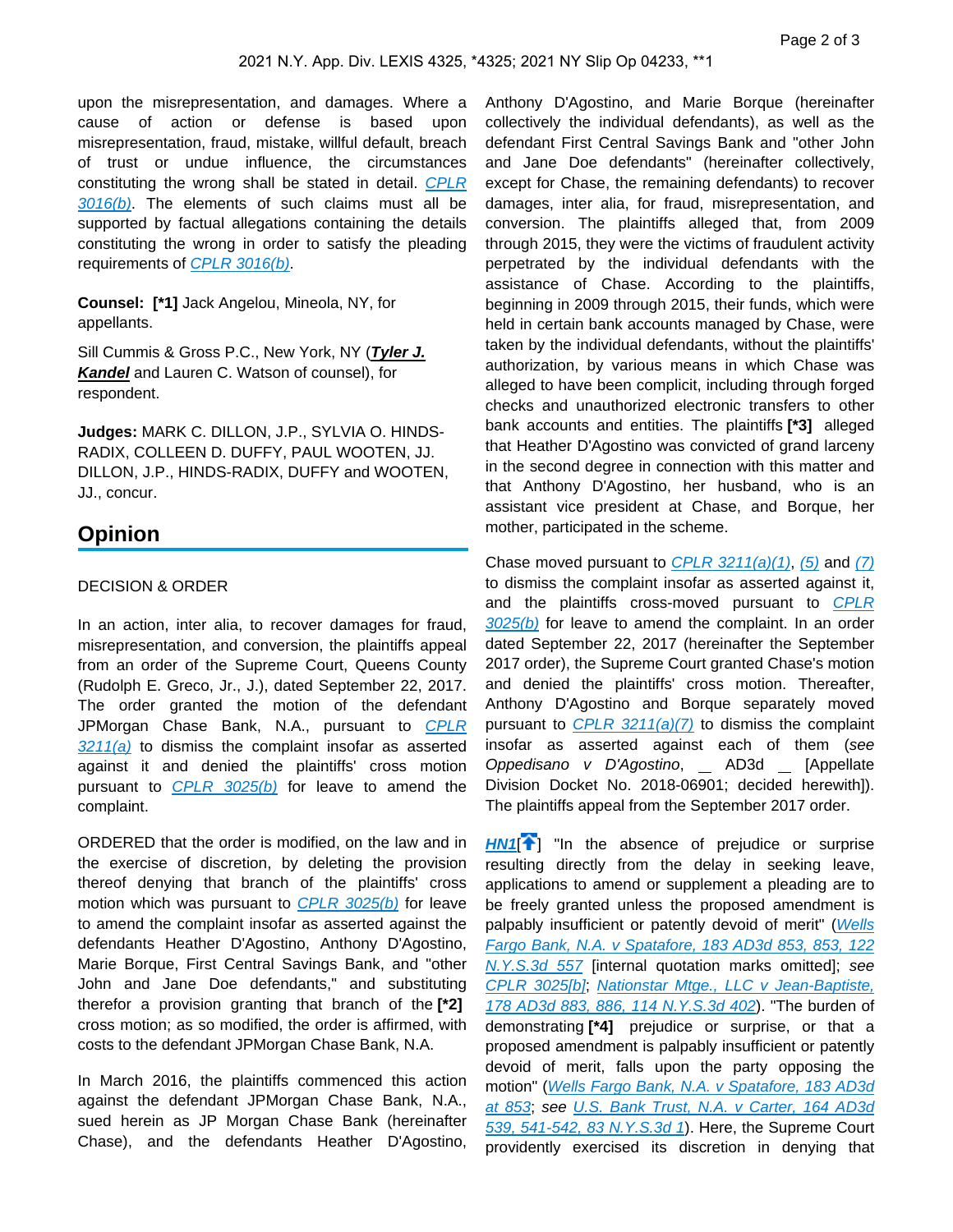upon the misrepresentation, and damages. Where a cause of action or defense is based upon misrepresentation, fraud, mistake, willful default, breach of trust or undue influence, the circumstances constituting the wrong shall be stated in detail. CPLR 3016(b). The elements of such claims must all be supported by factual allegations containing the details constituting the wrong in order to satisfy the pleading requirements of CPLR 3016(b).

**Counsel:** **[*1]** Jack Angelou, Mineola, NY, for appellants.

Sill Cummis & Gross P.C., New York, NY (***Tyler J. Kandel*** and Lauren C. Watson of counsel), for respondent.

**Judges:** MARK C. DILLON, J.P., SYLVIA O. HINDS-RADIX, COLLEEN D. DUFFY, PAUL WOOTEN, JJ. DILLON, J.P., HINDS-RADIX, DUFFY and WOOTEN, JJ., concur.

## Opinion

DECISION & ORDER

In an action, inter alia, to recover damages for fraud, misrepresentation, and conversion, the plaintiffs appeal from an order of the Supreme Court, Queens County (Rudolph E. Greco, Jr., J.), dated September 22, 2017. The order granted the motion of the defendant JPMorgan Chase Bank, N.A., pursuant to CPLR 3211(a) to dismiss the complaint insofar as asserted against it and denied the plaintiffs' cross motion pursuant to CPLR 3025(b) for leave to amend the complaint.

ORDERED that the order is modified, on the law and in the exercise of discretion, by deleting the provision thereof denying that branch of the plaintiffs' cross motion which was pursuant to CPLR 3025(b) for leave to amend the complaint insofar as asserted against the defendants Heather D'Agostino, Anthony D'Agostino, Marie Borque, First Central Savings Bank, and "other John and Jane Doe defendants," and substituting therefor a provision granting that branch of the **[*2]** cross motion; as so modified, the order is affirmed, with costs to the defendant JPMorgan Chase Bank, N.A.

In March 2016, the plaintiffs commenced this action against the defendant JPMorgan Chase Bank, N.A., sued herein as JP Morgan Chase Bank (hereinafter Chase), and the defendants Heather D'Agostino, Anthony D'Agostino, and Marie Borque (hereinafter collectively the individual defendants), as well as the defendant First Central Savings Bank and "other John and Jane Doe defendants" (hereinafter collectively, except for Chase, the remaining defendants) to recover damages, inter alia, for fraud, misrepresentation, and conversion. The plaintiffs alleged that, from 2009 through 2015, they were the victims of fraudulent activity perpetrated by the individual defendants with the assistance of Chase. According to the plaintiffs, beginning in 2009 through 2015, their funds, which were held in certain bank accounts managed by Chase, were taken by the individual defendants, without the plaintiffs' authorization, by various means in which Chase was alleged to have been complicit, including through forged checks and unauthorized electronic transfers to other bank accounts and entities. The plaintiffs **[*3]** alleged that Heather D'Agostino was convicted of grand larceny in the second degree in connection with this matter and that Anthony D'Agostino, her husband, who is an assistant vice president at Chase, and Borque, her mother, participated in the scheme.

Chase moved pursuant to CPLR 3211(a)(1), (5) and (7) to dismiss the complaint insofar as asserted against it, and the plaintiffs cross-moved pursuant to CPLR 3025(b) for leave to amend the complaint. In an order dated September 22, 2017 (hereinafter the September 2017 order), the Supreme Court granted Chase's motion and denied the plaintiffs' cross motion. Thereafter, Anthony D'Agostino and Borque separately moved pursuant to CPLR 3211(a)(7) to dismiss the complaint insofar as asserted against each of them (*see Oppedisano v D'Agostino*, \_\_ AD3d \_\_ [Appellate Division Docket No. 2018-06901; decided herewith]). The plaintiffs appeal from the September 2017 order.

**HN1** "In the absence of prejudice or surprise resulting directly from the delay in seeking leave, applications to amend or supplement a pleading are to be freely granted unless the proposed amendment is palpably insufficient or patently devoid of merit" (Wells Fargo Bank, N.A. v Spatafore, 183 AD3d 853, 853, 122 N.Y.S.3d 557 [internal quotation marks omitted]; *see* CPLR 3025[b]; Nationstar Mtge., LLC v Jean-Baptiste, 178 AD3d 883, 886, 114 N.Y.S.3d 402). "The burden of demonstrating **[*4]** prejudice or surprise, or that a proposed amendment is palpably insufficient or patently devoid of merit, falls upon the party opposing the motion" (Wells Fargo Bank, N.A. v Spatafore, 183 AD3d at 853; *see* U.S. Bank Trust, N.A. v Carter, 164 AD3d 539, 541-542, 83 N.Y.S.3d 1). Here, the Supreme Court providently exercised its discretion in denying that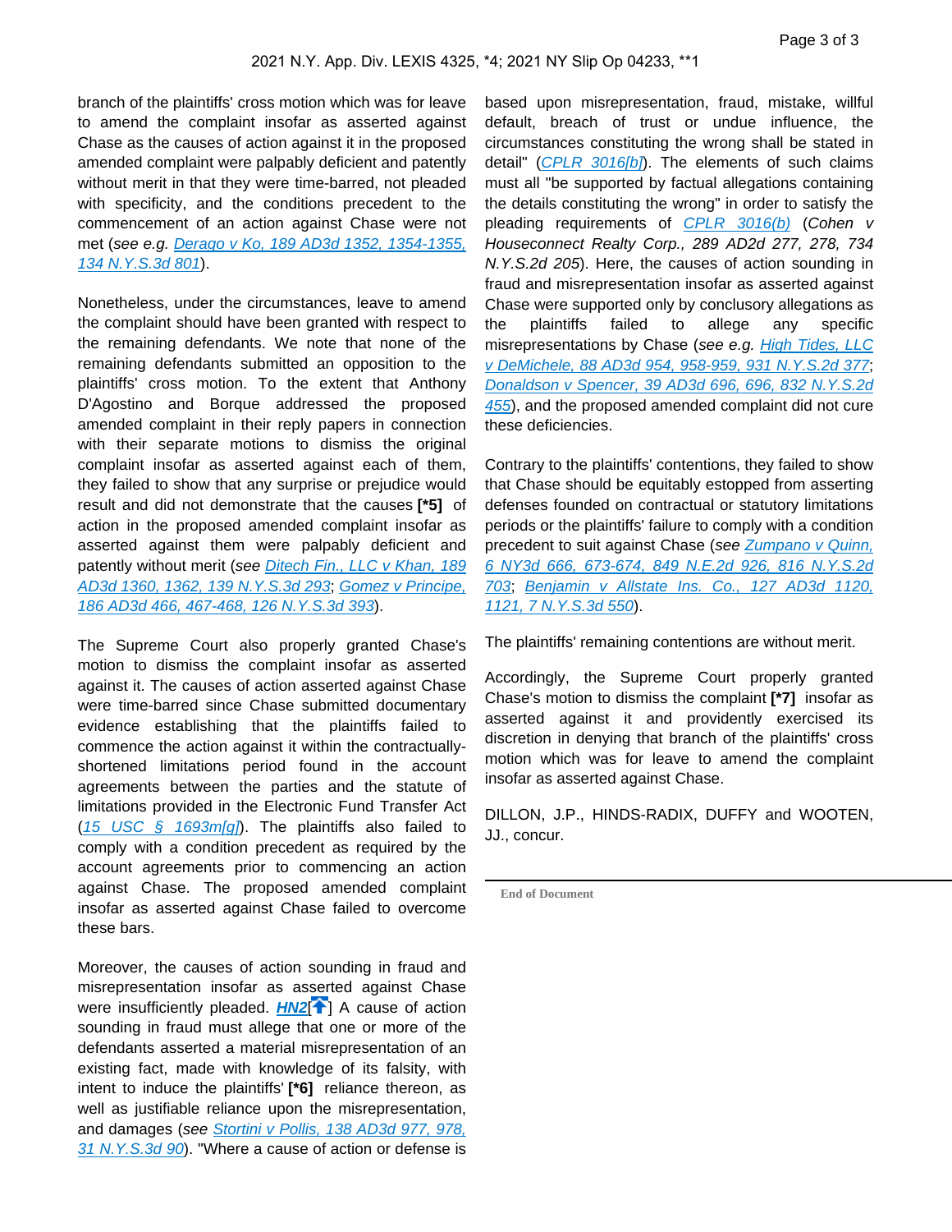branch of the plaintiffs' cross motion which was for leave to amend the complaint insofar as asserted against Chase as the causes of action against it in the proposed amended complaint were palpably deficient and patently without merit in that they were time-barred, not pleaded with specificity, and the conditions precedent to the commencement of an action against Chase were not met (*see e.g.* Derago v Ko, 189 AD3d 1352, 1354-1355, 134 N.Y.S.3d 801).

Nonetheless, under the circumstances, leave to amend the complaint should have been granted with respect to the remaining defendants. We note that none of the remaining defendants submitted an opposition to the plaintiffs' cross motion. To the extent that Anthony D'Agostino and Borque addressed the proposed amended complaint in their reply papers in connection with their separate motions to dismiss the original complaint insofar as asserted against each of them, they failed to show that any surprise or prejudice would result and did not demonstrate that the causes **[*5]** of action in the proposed amended complaint insofar as asserted against them were palpably deficient and patently without merit (*see* Ditech Fin., LLC v Khan, 189 AD3d 1360, 1362, 139 N.Y.S.3d 293; Gomez v Principe, 186 AD3d 466, 467-468, 126 N.Y.S.3d 393).

The Supreme Court also properly granted Chase's motion to dismiss the complaint insofar as asserted against it. The causes of action asserted against Chase were time-barred since Chase submitted documentary evidence establishing that the plaintiffs failed to commence the action against it within the contractually-shortened limitations period found in the account agreements between the parties and the statute of limitations provided in the Electronic Fund Transfer Act (15 USC § 1693m[g]). The plaintiffs also failed to comply with a condition precedent as required by the account agreements prior to commencing an action against Chase. The proposed amended complaint insofar as asserted against Chase failed to overcome these bars.

Moreover, the causes of action sounding in fraud and misrepresentation insofar as asserted against Chase were insufficiently pleaded. ***HN2***[] A cause of action sounding in fraud must allege that one or more of the defendants asserted a material misrepresentation of an existing fact, made with knowledge of its falsity, with intent to induce the plaintiffs' **[*6]** reliance thereon, as well as justifiable reliance upon the misrepresentation, and damages (*see* Stortini v Pollis, 138 AD3d 977, 978, 31 N.Y.S.3d 90). "Where a cause of action or defense is based upon misrepresentation, fraud, mistake, willful default, breach of trust or undue influence, the circumstances constituting the wrong shall be stated in detail" (CPLR 3016[b]). The elements of such claims must all "be supported by factual allegations containing the details constituting the wrong" in order to satisfy the pleading requirements of CPLR 3016(b) (*Cohen v Houseconnect Realty Corp., 289 AD2d 277, 278, 734 N.Y.S.2d 205*). Here, the causes of action sounding in fraud and misrepresentation insofar as asserted against Chase were supported only by conclusory allegations as the plaintiffs failed to allege any specific misrepresentations by Chase (*see e.g.* High Tides, LLC v DeMichele, 88 AD3d 954, 958-959, 931 N.Y.S.2d 377; Donaldson v Spencer, 39 AD3d 696, 696, 832 N.Y.S.2d 455), and the proposed amended complaint did not cure these deficiencies.

Contrary to the plaintiffs' contentions, they failed to show that Chase should be equitably estopped from asserting defenses founded on contractual or statutory limitations periods or the plaintiffs' failure to comply with a condition precedent to suit against Chase (*see* Zumpano v Quinn, 6 NY3d 666, 673-674, 849 N.E.2d 926, 816 N.Y.S.2d 703; Benjamin v Allstate Ins. Co., 127 AD3d 1120, 1121, 7 N.Y.S.3d 550).

The plaintiffs' remaining contentions are without merit.

Accordingly, the Supreme Court properly granted Chase's motion to dismiss the complaint **[*7]** insofar as asserted against it and providently exercised its discretion in denying that branch of the plaintiffs' cross motion which was for leave to amend the complaint insofar as asserted against Chase.

DILLON, J.P., HINDS-RADIX, DUFFY and WOOTEN, JJ., concur.

End of Document